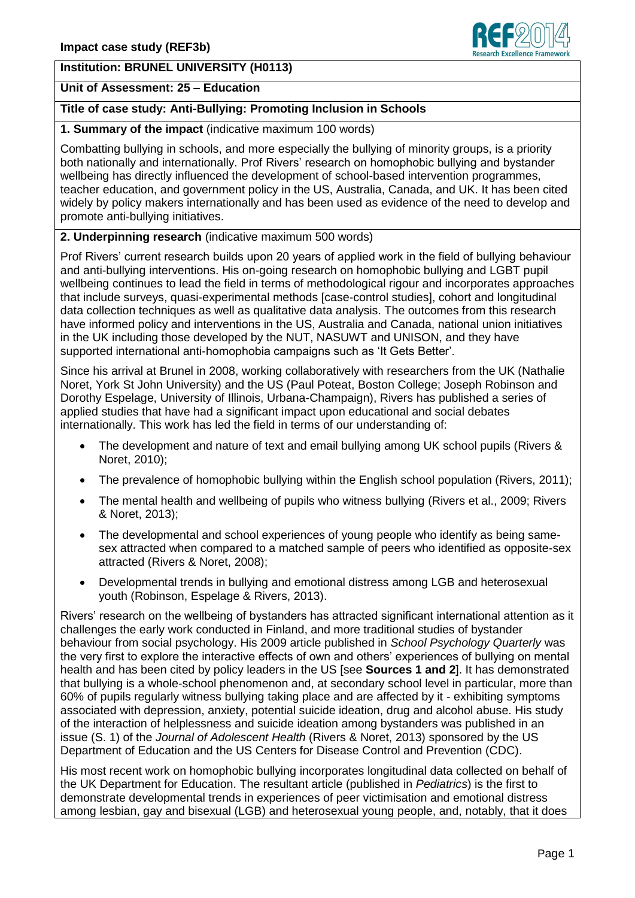**Impact case study (REF3b)**

**Institution: BRUNEL UNIVERSITY (H0113)**

**Unit of Assessment: 25 – Education**

**Title of case study: Anti-Bullying: Promoting Inclusion in Schools**

**1. Summary of the impact** (indicative maximum 100 words)

Combatting bullying in schools, and more especially the bullying of minority groups, is a priority both nationally and internationally. Prof Rivers' research on homophobic bullying and bystander wellbeing has directly influenced the development of school-based intervention programmes, teacher education, and government policy in the US, Australia, Canada, and UK. It has been cited widely by policy makers internationally and has been used as evidence of the need to develop and promote anti-bullying initiatives.

**2. Underpinning research** (indicative maximum 500 words)

Prof Rivers' current research builds upon 20 years of applied work in the field of bullying behaviour and anti-bullying interventions. His on-going research on homophobic bullying and LGBT pupil wellbeing continues to lead the field in terms of methodological rigour and incorporates approaches that include surveys, quasi-experimental methods [case-control studies], cohort and longitudinal data collection techniques as well as qualitative data analysis. The outcomes from this research have informed policy and interventions in the US, Australia and Canada, national union initiatives in the UK including those developed by the NUT, NASUWT and UNISON, and they have supported international anti-homophobia campaigns such as 'It Gets Better'.

Since his arrival at Brunel in 2008, working collaboratively with researchers from the UK (Nathalie Noret, York St John University) and the US (Paul Poteat, Boston College; Joseph Robinson and Dorothy Espelage, University of Illinois, Urbana-Champaign), Rivers has published a series of applied studies that have had a significant impact upon educational and social debates internationally. This work has led the field in terms of our understanding of:

- The development and nature of text and email bullying among UK school pupils (Rivers & Noret, 2010);
- The prevalence of homophobic bullying within the English school population (Rivers, 2011);
- The mental health and wellbeing of pupils who witness bullying (Rivers et al., 2009; Rivers & Noret, 2013);
- The developmental and school experiences of young people who identify as being same-sex attracted when compared to a matched sample of peers who identified as opposite-sex attracted (Rivers & Noret, 2008);
- Developmental trends in bullying and emotional distress among LGB and heterosexual youth (Robinson, Espelage & Rivers, 2013).

Rivers' research on the wellbeing of bystanders has attracted significant international attention as it challenges the early work conducted in Finland, and more traditional studies of bystander behaviour from social psychology. His 2009 article published in *School Psychology Quarterly* was the very first to explore the interactive effects of own and others' experiences of bullying on mental health and has been cited by policy leaders in the US [see **Sources 1 and 2**]. It has demonstrated that bullying is a whole-school phenomenon and, at secondary school level in particular, more than 60% of pupils regularly witness bullying taking place and are affected by it - exhibiting symptoms associated with depression, anxiety, potential suicide ideation, drug and alcohol abuse. His study of the interaction of helplessness and suicide ideation among bystanders was published in an issue (S. 1) of the *Journal of Adolescent Health* (Rivers & Noret, 2013) sponsored by the US Department of Education and the US Centers for Disease Control and Prevention (CDC).

His most recent work on homophobic bullying incorporates longitudinal data collected on behalf of the UK Department for Education. The resultant article (published in *Pediatrics*) is the first to demonstrate developmental trends in experiences of peer victimisation and emotional distress among lesbian, gay and bisexual (LGB) and heterosexual young people, and, notably, that it does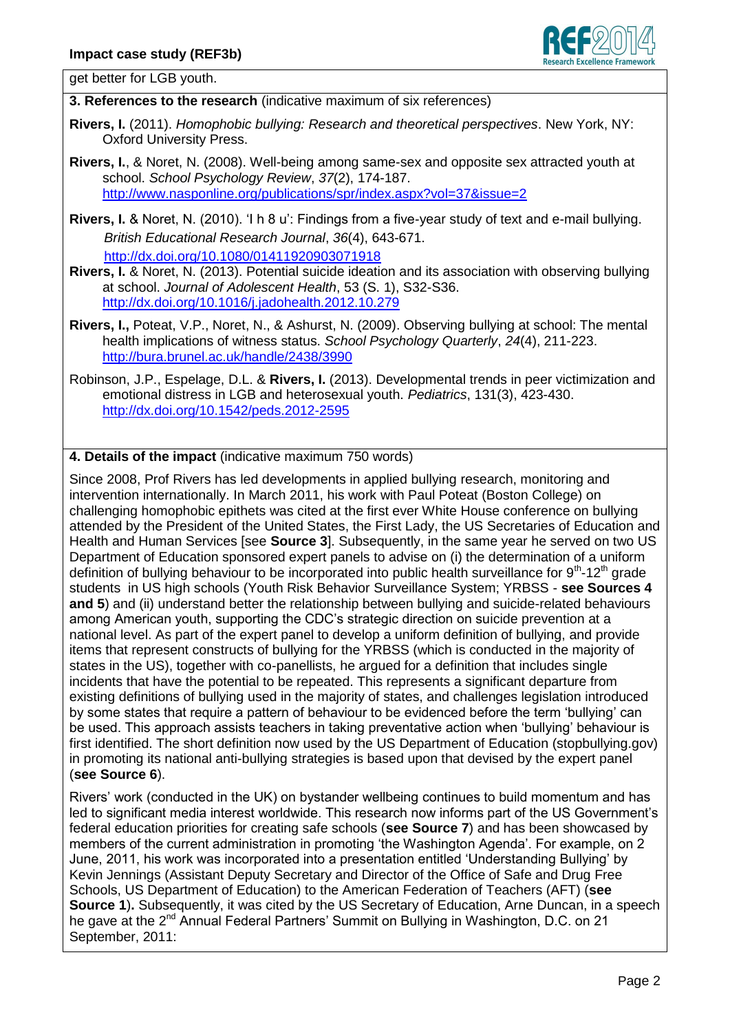get better for LGB youth.

**3. References to the research** (indicative maximum of six references)

**Rivers, I.** (2011). *Homophobic bullying: Research and theoretical perspectives*. New York, NY: Oxford University Press.

**Rivers, I.**, & Noret, N. (2008). Well-being among same-sex and opposite sex attracted youth at school. *School Psychology Review*, *37*(2), 174-187. http://www.nasponline.org/publications/spr/index.aspx?vol=37&issue=2

**Rivers, I.** & Noret, N. (2010). 'I h 8 u': Findings from a five-year study of text and e-mail bullying. *British Educational Research Journal*, *36*(4), 643-671. http://dx.doi.org/10.1080/01411920903071918

**Rivers, I.** & Noret, N. (2013). Potential suicide ideation and its association with observing bullying at school. *Journal of Adolescent Health*, 53 (S. 1), S32-S36. http://dx.doi.org/10.1016/j.jadohealth.2012.10.279

**Rivers, I.,** Poteat, V.P., Noret, N., & Ashurst, N. (2009). Observing bullying at school: The mental health implications of witness status. *School Psychology Quarterly*, *24*(4), 211-223. http://bura.brunel.ac.uk/handle/2438/3990

Robinson, J.P., Espelage, D.L. & **Rivers, I.** (2013). Developmental trends in peer victimization and emotional distress in LGB and heterosexual youth. *Pediatrics*, 131(3), 423-430. http://dx.doi.org/10.1542/peds.2012-2595

**4. Details of the impact** (indicative maximum 750 words)

Since 2008, Prof Rivers has led developments in applied bullying research, monitoring and intervention internationally. In March 2011, his work with Paul Poteat (Boston College) on challenging homophobic epithets was cited at the first ever White House conference on bullying attended by the President of the United States, the First Lady, the US Secretaries of Education and Health and Human Services [see **Source 3**]. Subsequently, in the same year he served on two US Department of Education sponsored expert panels to advise on (i) the determination of a uniform definition of bullying behaviour to be incorporated into public health surveillance for 9th-12th grade students in US high schools (Youth Risk Behavior Surveillance System; YRBSS - **see Sources 4 and 5**) and (ii) understand better the relationship between bullying and suicide-related behaviours among American youth, supporting the CDC's strategic direction on suicide prevention at a national level. As part of the expert panel to develop a uniform definition of bullying, and provide items that represent constructs of bullying for the YRBSS (which is conducted in the majority of states in the US), together with co-panellists, he argued for a definition that includes single incidents that have the potential to be repeated. This represents a significant departure from existing definitions of bullying used in the majority of states, and challenges legislation introduced by some states that require a pattern of behaviour to be evidenced before the term 'bullying' can be used. This approach assists teachers in taking preventative action when 'bullying' behaviour is first identified. The short definition now used by the US Department of Education (stopbullying.gov) in promoting its national anti-bullying strategies is based upon that devised by the expert panel (**see Source 6**).

Rivers' work (conducted in the UK) on bystander wellbeing continues to build momentum and has led to significant media interest worldwide. This research now informs part of the US Government's federal education priorities for creating safe schools (**see Source 7**) and has been showcased by members of the current administration in promoting 'the Washington Agenda'. For example, on 2 June, 2011, his work was incorporated into a presentation entitled 'Understanding Bullying' by Kevin Jennings (Assistant Deputy Secretary and Director of the Office of Safe and Drug Free Schools, US Department of Education) to the American Federation of Teachers (AFT) (**see Source 1**)**.** Subsequently, it was cited by the US Secretary of Education, Arne Duncan, in a speech he gave at the 2nd Annual Federal Partners' Summit on Bullying in Washington, D.C. on 21 September, 2011: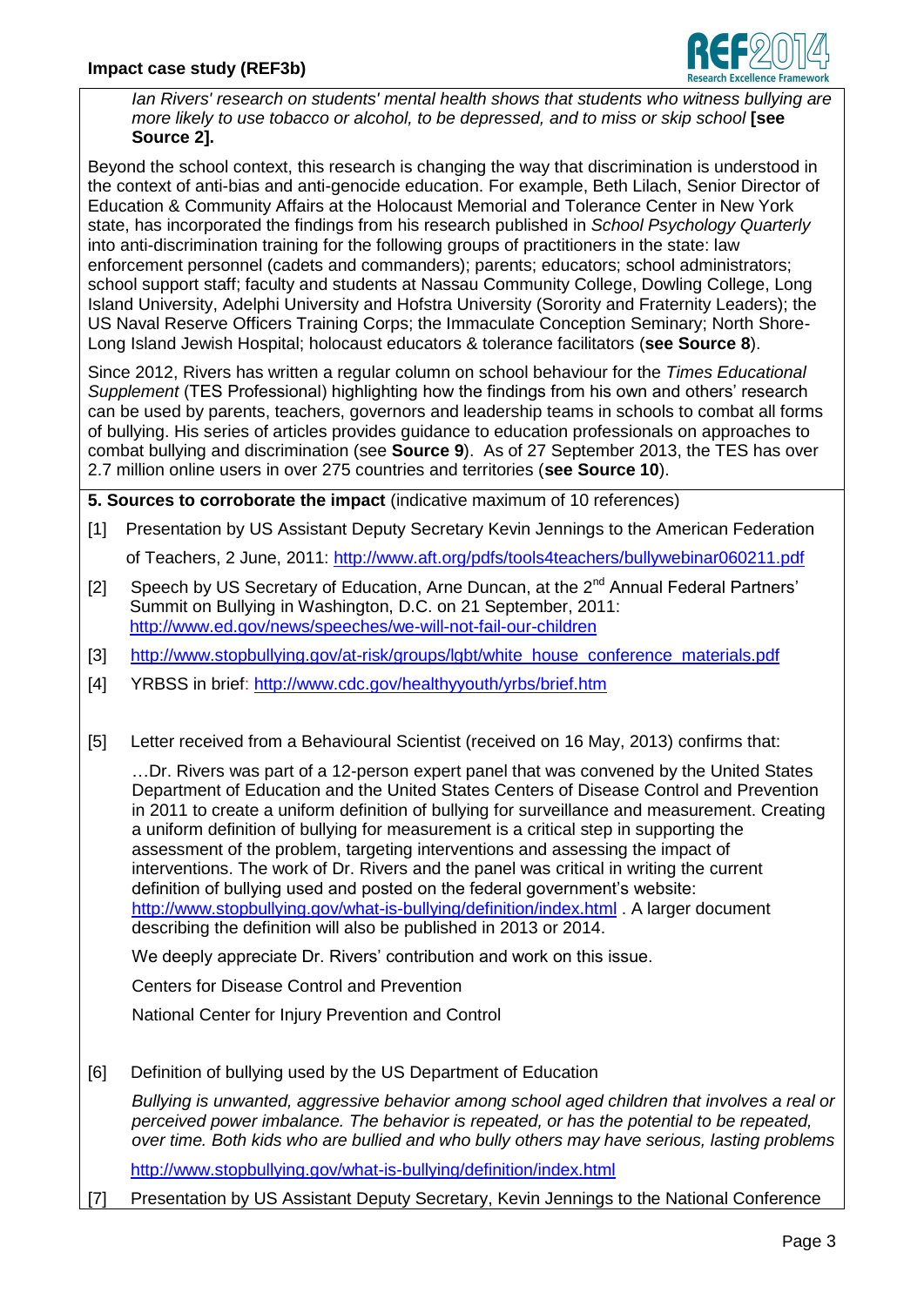*Ian Rivers' research on students' mental health shows that students who witness bullying are more likely to use tobacco or alcohol, to be depressed, and to miss or skip school* **[see Source 2].**

Beyond the school context, this research is changing the way that discrimination is understood in the context of anti-bias and anti-genocide education. For example, Beth Lilach, Senior Director of Education & Community Affairs at the Holocaust Memorial and Tolerance Center in New York state, has incorporated the findings from his research published in *School Psychology Quarterly* into anti-discrimination training for the following groups of practitioners in the state: law enforcement personnel (cadets and commanders); parents; educators; school administrators; school support staff; faculty and students at Nassau Community College, Dowling College, Long Island University, Adelphi University and Hofstra University (Sorority and Fraternity Leaders); the US Naval Reserve Officers Training Corps; the Immaculate Conception Seminary; North Shore-Long Island Jewish Hospital; holocaust educators & tolerance facilitators (**see Source 8**).

Since 2012, Rivers has written a regular column on school behaviour for the *Times Educational Supplement* (TES Professional) highlighting how the findings from his own and others' research can be used by parents, teachers, governors and leadership teams in schools to combat all forms of bullying. His series of articles provides guidance to education professionals on approaches to combat bullying and discrimination (see **Source 9**). As of 27 September 2013, the TES has over 2.7 million online users in over 275 countries and territories (**see Source 10**).

**5. Sources to corroborate the impact** (indicative maximum of 10 references)

[1] Presentation by US Assistant Deputy Secretary Kevin Jennings to the American Federation of Teachers, 2 June, 2011: http://www.aft.org/pdfs/tools4teachers/bullywebinar060211.pdf

[2] Speech by US Secretary of Education, Arne Duncan, at the 2nd Annual Federal Partners' Summit on Bullying in Washington, D.C. on 21 September, 2011: http://www.ed.gov/news/speeches/we-will-not-fail-our-children

[3] http://www.stopbullying.gov/at-risk/groups/lgbt/white_house_conference_materials.pdf

[4] YRBSS in brief: http://www.cdc.gov/healthyyouth/yrbs/brief.htm

[5] Letter received from a Behavioural Scientist (received on 16 May, 2013) confirms that:

…Dr. Rivers was part of a 12-person expert panel that was convened by the United States Department of Education and the United States Centers of Disease Control and Prevention in 2011 to create a uniform definition of bullying for surveillance and measurement. Creating a uniform definition of bullying for measurement is a critical step in supporting the assessment of the problem, targeting interventions and assessing the impact of interventions. The work of Dr. Rivers and the panel was critical in writing the current definition of bullying used and posted on the federal government's website: http://www.stopbullying.gov/what-is-bullying/definition/index.html . A larger document describing the definition will also be published in 2013 or 2014.

We deeply appreciate Dr. Rivers' contribution and work on this issue.

Centers for Disease Control and Prevention

National Center for Injury Prevention and Control

[6] Definition of bullying used by the US Department of Education

*Bullying is unwanted, aggressive behavior among school aged children that involves a real or perceived power imbalance. The behavior is repeated, or has the potential to be repeated, over time. Both kids who are bullied and who bully others may have serious, lasting problems*

http://www.stopbullying.gov/what-is-bullying/definition/index.html

[7] Presentation by US Assistant Deputy Secretary, Kevin Jennings to the National Conference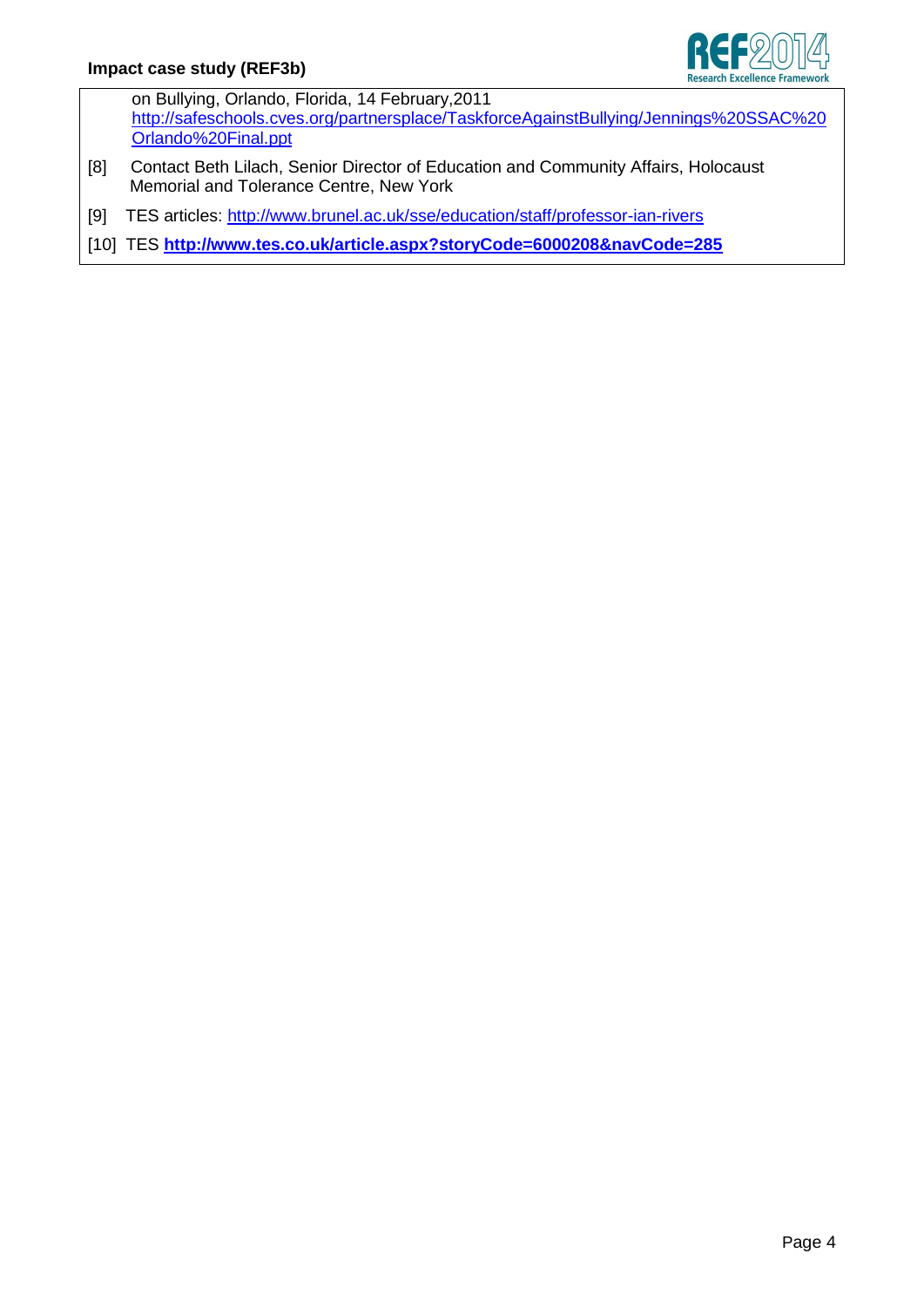on Bullying, Orlando, Florida, 14 February,2011
http://safeschools.cves.org/partnersplace/TaskforceAgainstBullying/Jennings%20SSAC%20Orlando%20Final.ppt

[8] Contact Beth Lilach, Senior Director of Education and Community Affairs, Holocaust Memorial and Tolerance Centre, New York

[9] TES articles: http://www.brunel.ac.uk/sse/education/staff/professor-ian-rivers

[10] TES **http://www.tes.co.uk/article.aspx?storyCode=6000208&navCode=285**